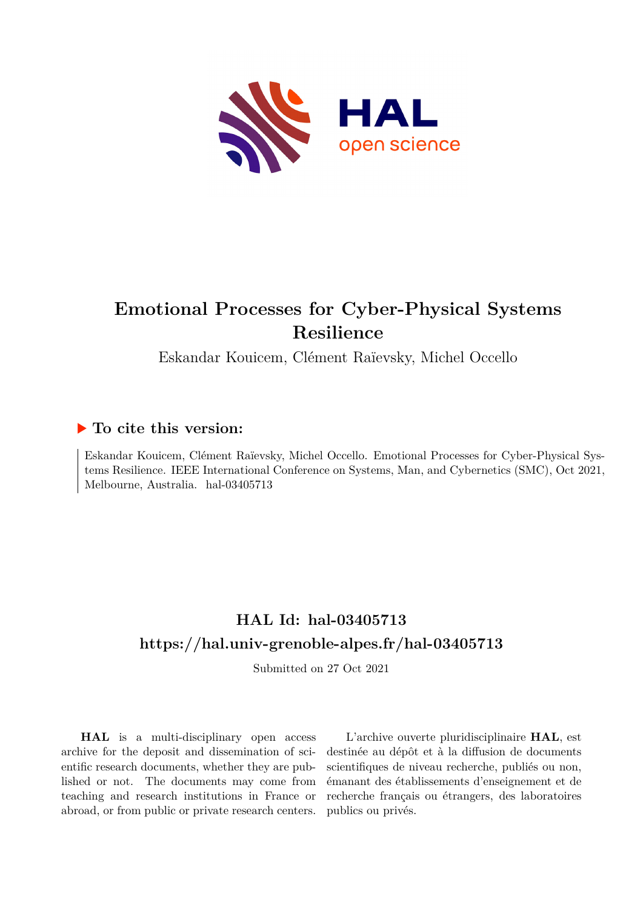# Emotional Processes for Cyber-Physical Systems Resilience

Eskandar Kouicem, Clément Raïevsky, Michel Occello

## ▶ To cite this version:

Eskandar Kouicem, Clément Raïevsky, Michel Occello. Emotional Processes for Cyber-Physical Systems Resilience. IEEE International Conference on Systems, Man, and Cybernetics (SMC), Oct 2021, Melbourne, Australia. hal-03405713

## HAL Id: hal-03405713

## https://hal.univ-grenoble-alpes.fr/hal-03405713

Submitted on 27 Oct 2021

**HAL** is a multi-disciplinary open access archive for the deposit and dissemination of scientific research documents, whether they are published or not. The documents may come from teaching and research institutions in France or abroad, or from public or private research centers.

L'archive ouverte pluridisciplinaire **HAL**, est destinée au dépôt et à la diffusion de documents scientifiques de niveau recherche, publiés ou non, émanant des établissements d'enseignement et de recherche français ou étrangers, des laboratoires publics ou privés.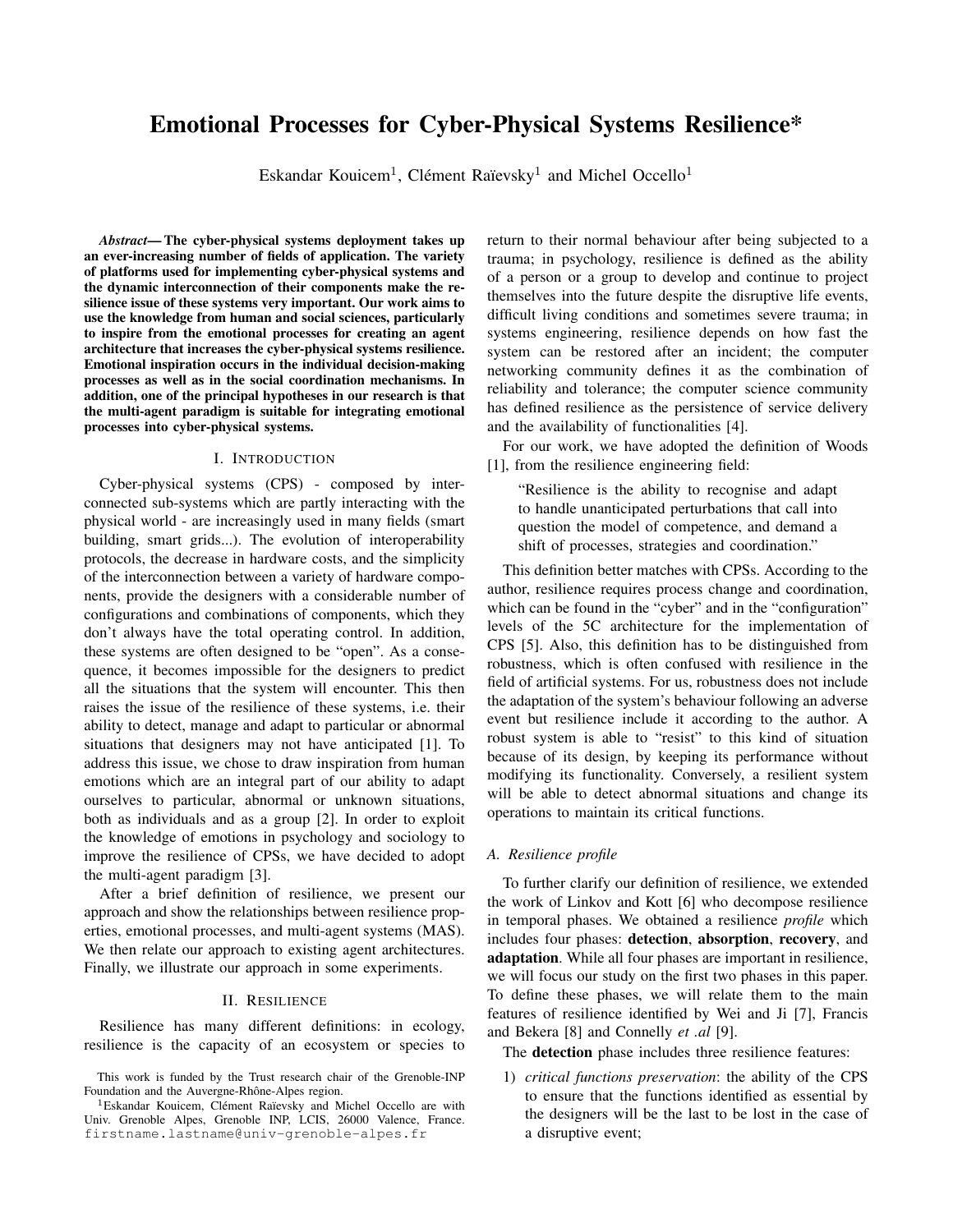# Emotional Processes for Cyber-Physical Systems Resilience*

Eskandar Kouicem[1], Clément Raïevsky[1] and Michel Occello[1]

***Abstract*— The cyber-physical systems deployment takes up an ever-increasing number of fields of application. The variety of platforms used for implementing cyber-physical systems and the dynamic interconnection of their components make the resilience issue of these systems very important. Our work aims to use the knowledge from human and social sciences, particularly to inspire from the emotional processes for creating an agent architecture that increases the cyber-physical systems resilience. Emotional inspiration occurs in the individual decision-making processes as well as in the social coordination mechanisms. In addition, one of the principal hypotheses in our research is that the multi-agent paradigm is suitable for integrating emotional processes into cyber-physical systems.**

## I. Introduction

Cyber-physical systems (CPS) - composed by interconnected sub-systems which are partly interacting with the physical world - are increasingly used in many fields (smart building, smart grids...). The evolution of interoperability protocols, the decrease in hardware costs, and the simplicity of the interconnection between a variety of hardware components, provide the designers with a considerable number of configurations and combinations of components, which they don't always have the total operating control. In addition, these systems are often designed to be "open". As a consequence, it becomes impossible for the designers to predict all the situations that the system will encounter. This then raises the issue of the resilience of these systems, i.e. their ability to detect, manage and adapt to particular or abnormal situations that designers may not have anticipated [1]. To address this issue, we chose to draw inspiration from human emotions which are an integral part of our ability to adapt ourselves to particular, abnormal or unknown situations, both as individuals and as a group [2]. In order to exploit the knowledge of emotions in psychology and sociology to improve the resilience of CPSs, we have decided to adopt the multi-agent paradigm [3].

After a brief definition of resilience, we present our approach and show the relationships between resilience properties, emotional processes, and multi-agent systems (MAS). We then relate our approach to existing agent architectures. Finally, we illustrate our approach in some experiments.

## II. Resilience

Resilience has many different definitions: in ecology, resilience is the capacity of an ecosystem or species to return to their normal behaviour after being subjected to a trauma; in psychology, resilience is defined as the ability of a person or a group to develop and continue to project themselves into the future despite the disruptive life events, difficult living conditions and sometimes severe trauma; in systems engineering, resilience depends on how fast the system can be restored after an incident; the computer networking community defines it as the combination of reliability and tolerance; the computer science community has defined resilience as the persistence of service delivery and the availability of functionalities [4].

For our work, we have adopted the definition of Woods [1], from the resilience engineering field:

> "Resilience is the ability to recognise and adapt to handle unanticipated perturbations that call into question the model of competence, and demand a shift of processes, strategies and coordination."

This definition better matches with CPSs. According to the author, resilience requires process change and coordination, which can be found in the "cyber" and in the "configuration" levels of the 5C architecture for the implementation of CPS [5]. Also, this definition has to be distinguished from robustness, which is often confused with resilience in the field of artificial systems. For us, robustness does not include the adaptation of the system's behaviour following an adverse event but resilience include it according to the author. A robust system is able to "resist" to this kind of situation because of its design, by keeping its performance without modifying its functionality. Conversely, a resilient system will be able to detect abnormal situations and change its operations to maintain its critical functions.

### A. Resilience profile

To further clarify our definition of resilience, we extended the work of Linkov and Kott [6] who decompose resilience in temporal phases. We obtained a resilience *profile* which includes four phases: **detection**, **absorption**, **recovery**, and **adaptation**. While all four phases are important in resilience, we will focus our study on the first two phases in this paper. To define these phases, we will relate them to the main features of resilience identified by Wei and Ji [7], Francis and Bekera [8] and Connelly *et .al* [9].

The **detection** phase includes three resilience features:

1) *critical functions preservation*: the ability of the CPS to ensure that the functions identified as essential by the designers will be the last to be lost in the case of a disruptive event;

This work is funded by the Trust research chair of the Grenoble-INP Foundation and the Auvergne-Rhône-Alpes region.

[1]Eskandar Kouicem, Clément Raïevsky and Michel Occello are with Univ. Grenoble Alpes, Grenoble INP, LCIS, 26000 Valence, France. firstname.lastname@univ-grenoble-alpes.fr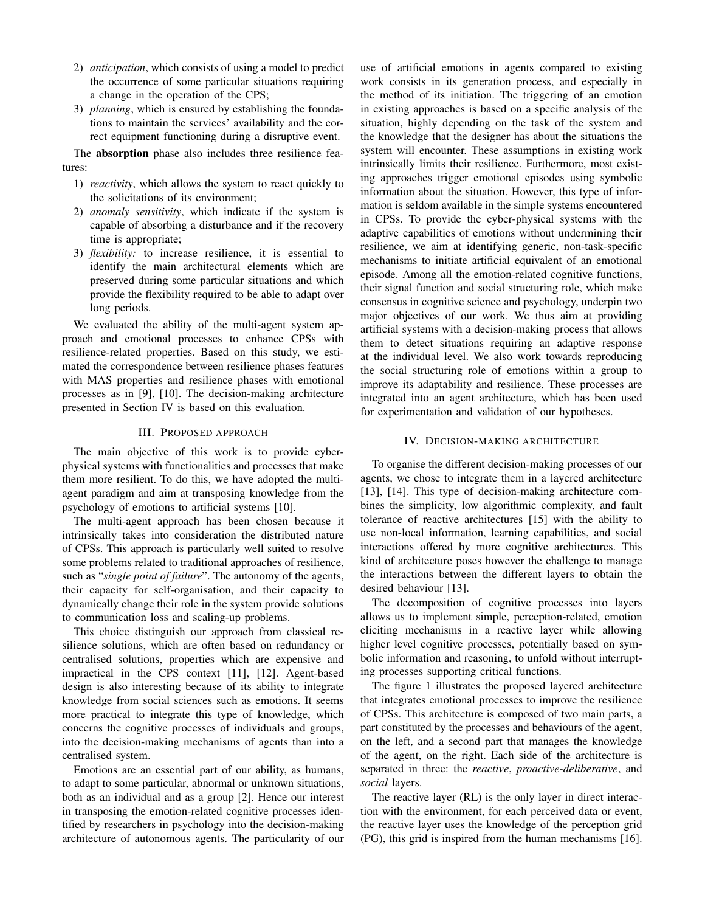2) *anticipation*, which consists of using a model to predict the occurrence of some particular situations requiring a change in the operation of the CPS;
3) *planning*, which is ensured by establishing the foundations to maintain the services' availability and the correct equipment functioning during a disruptive event.

The **absorption** phase also includes three resilience features:

1) *reactivity*, which allows the system to react quickly to the solicitations of its environment;
2) *anomaly sensitivity*, which indicate if the system is capable of absorbing a disturbance and if the recovery time is appropriate;
3) *flexibility:* to increase resilience, it is essential to identify the main architectural elements which are preserved during some particular situations and which provide the flexibility required to be able to adapt over long periods.

We evaluated the ability of the multi-agent system approach and emotional processes to enhance CPSs with resilience-related properties. Based on this study, we estimated the correspondence between resilience phases features with MAS properties and resilience phases with emotional processes as in [9], [10]. The decision-making architecture presented in Section IV is based on this evaluation.

## III. Proposed approach

The main objective of this work is to provide cyber-physical systems with functionalities and processes that make them more resilient. To do this, we have adopted the multi-agent paradigm and aim at transposing knowledge from the psychology of emotions to artificial systems [10].

The multi-agent approach has been chosen because it intrinsically takes into consideration the distributed nature of CPSs. This approach is particularly well suited to resolve some problems related to traditional approaches of resilience, such as "*single point of failure*". The autonomy of the agents, their capacity for self-organisation, and their capacity to dynamically change their role in the system provide solutions to communication loss and scaling-up problems.

This choice distinguish our approach from classical resilience solutions, which are often based on redundancy or centralised solutions, properties which are expensive and impractical in the CPS context [11], [12]. Agent-based design is also interesting because of its ability to integrate knowledge from social sciences such as emotions. It seems more practical to integrate this type of knowledge, which concerns the cognitive processes of individuals and groups, into the decision-making mechanisms of agents than into a centralised system.

Emotions are an essential part of our ability, as humans, to adapt to some particular, abnormal or unknown situations, both as an individual and as a group [2]. Hence our interest in transposing the emotion-related cognitive processes identified by researchers in psychology into the decision-making architecture of autonomous agents. The particularity of our use of artificial emotions in agents compared to existing work consists in its generation process, and especially in the method of its initiation. The triggering of an emotion in existing approaches is based on a specific analysis of the situation, highly depending on the task of the system and the knowledge that the designer has about the situations the system will encounter. These assumptions in existing work intrinsically limits their resilience. Furthermore, most existing approaches trigger emotional episodes using symbolic information about the situation. However, this type of information is seldom available in the simple systems encountered in CPSs. To provide the cyber-physical systems with the adaptive capabilities of emotions without undermining their resilience, we aim at identifying generic, non-task-specific mechanisms to initiate artificial equivalent of an emotional episode. Among all the emotion-related cognitive functions, their signal function and social structuring role, which make consensus in cognitive science and psychology, underpin two major objectives of our work. We thus aim at providing artificial systems with a decision-making process that allows them to detect situations requiring an adaptive response at the individual level. We also work towards reproducing the social structuring role of emotions within a group to improve its adaptability and resilience. These processes are integrated into an agent architecture, which has been used for experimentation and validation of our hypotheses.

## IV. Decision-making architecture

To organise the different decision-making processes of our agents, we chose to integrate them in a layered architecture [13], [14]. This type of decision-making architecture combines the simplicity, low algorithmic complexity, and fault tolerance of reactive architectures [15] with the ability to use non-local information, learning capabilities, and social interactions offered by more cognitive architectures. This kind of architecture poses however the challenge to manage the interactions between the different layers to obtain the desired behaviour [13].

The decomposition of cognitive processes into layers allows us to implement simple, perception-related, emotion eliciting mechanisms in a reactive layer while allowing higher level cognitive processes, potentially based on symbolic information and reasoning, to unfold without interrupting processes supporting critical functions.

The figure 1 illustrates the proposed layered architecture that integrates emotional processes to improve the resilience of CPSs. This architecture is composed of two main parts, a part constituted by the processes and behaviours of the agent, on the left, and a second part that manages the knowledge of the agent, on the right. Each side of the architecture is separated in three: the *reactive*, *proactive-deliberative*, and *social* layers.

The reactive layer (RL) is the only layer in direct interaction with the environment, for each perceived data or event, the reactive layer uses the knowledge of the perception grid (PG), this grid is inspired from the human mechanisms [16].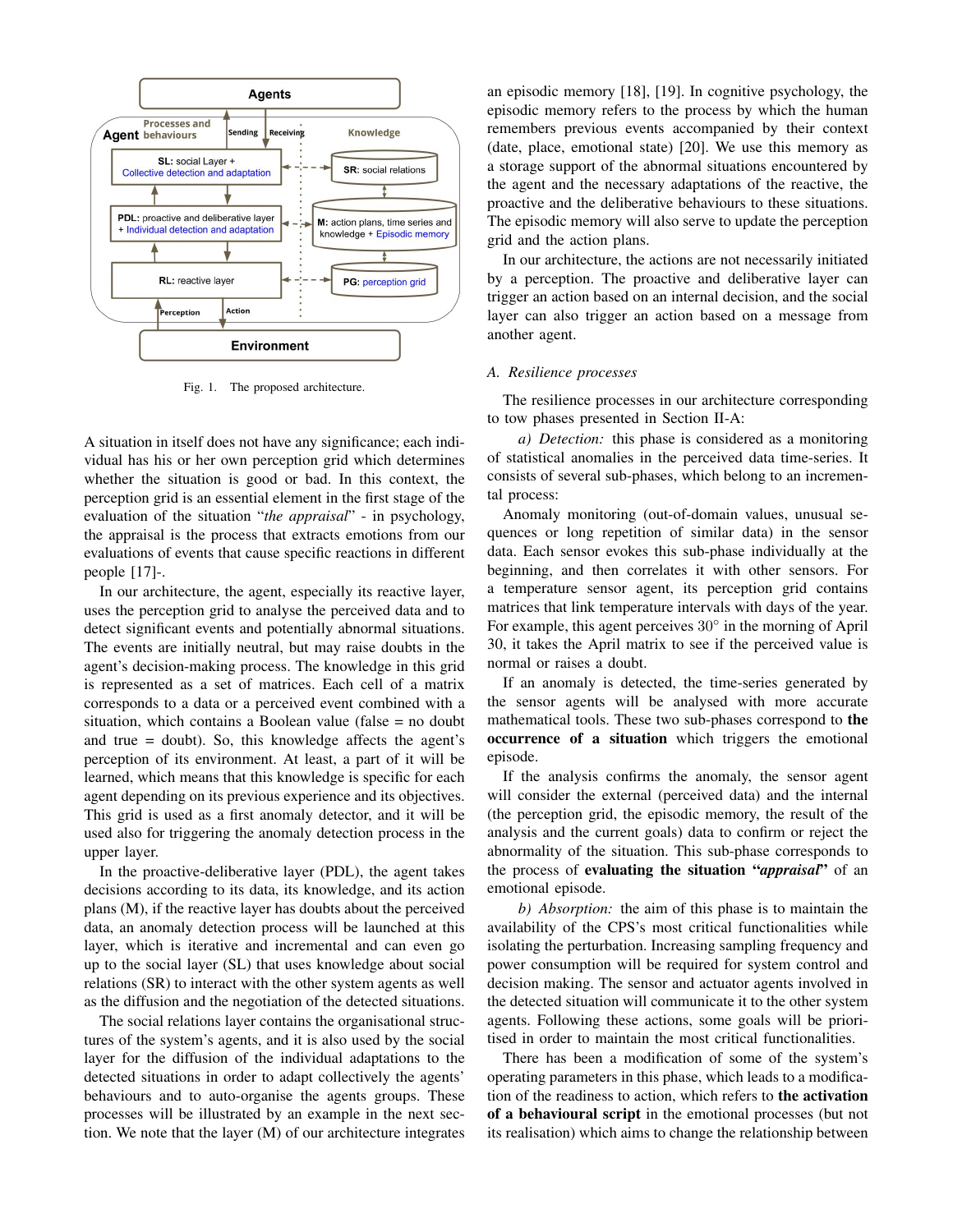Fig. 1. The proposed architecture.

A situation in itself does not have any significance; each individual has his or her own perception grid which determines whether the situation is good or bad. In this context, the perception grid is an essential element in the first stage of the evaluation of the situation "*the appraisal*" - in psychology, the appraisal is the process that extracts emotions from our evaluations of events that cause specific reactions in different people [17]-.

In our architecture, the agent, especially its reactive layer, uses the perception grid to analyse the perceived data and to detect significant events and potentially abnormal situations. The events are initially neutral, but may raise doubts in the agent's decision-making process. The knowledge in this grid is represented as a set of matrices. Each cell of a matrix corresponds to a data or a perceived event combined with a situation, which contains a Boolean value (false = no doubt and true = doubt). So, this knowledge affects the agent's perception of its environment. At least, a part of it will be learned, which means that this knowledge is specific for each agent depending on its previous experience and its objectives. This grid is used as a first anomaly detector, and it will be used also for triggering the anomaly detection process in the upper layer.

In the proactive-deliberative layer (PDL), the agent takes decisions according to its data, its knowledge, and its action plans (M), if the reactive layer has doubts about the perceived data, an anomaly detection process will be launched at this layer, which is iterative and incremental and can even go up to the social layer (SL) that uses knowledge about social relations (SR) to interact with the other system agents as well as the diffusion and the negotiation of the detected situations.

The social relations layer contains the organisational structures of the system's agents, and it is also used by the social layer for the diffusion of the individual adaptations to the detected situations in order to adapt collectively the agents' behaviours and to auto-organise the agents groups. These processes will be illustrated by an example in the next section. We note that the layer (M) of our architecture integrates an episodic memory [18], [19]. In cognitive psychology, the episodic memory refers to the process by which the human remembers previous events accompanied by their context (date, place, emotional state) [20]. We use this memory as a storage support of the abnormal situations encountered by the agent and the necessary adaptations of the reactive, the proactive and the deliberative behaviours to these situations. The episodic memory will also serve to update the perception grid and the action plans.

In our architecture, the actions are not necessarily initiated by a perception. The proactive and deliberative layer can trigger an action based on an internal decision, and the social layer can also trigger an action based on a message from another agent.

### *A. Resilience processes*

The resilience processes in our architecture corresponding to tow phases presented in Section II-A:

*a) Detection:* this phase is considered as a monitoring of statistical anomalies in the perceived data time-series. It consists of several sub-phases, which belong to an incremental process:

Anomaly monitoring (out-of-domain values, unusual sequences or long repetition of similar data) in the sensor data. Each sensor evokes this sub-phase individually at the beginning, and then correlates it with other sensors. For a temperature sensor agent, its perception grid contains matrices that link temperature intervals with days of the year. For example, this agent perceives 30° in the morning of April 30, it takes the April matrix to see if the perceived value is normal or raises a doubt.

If an anomaly is detected, the time-series generated by the sensor agents will be analysed with more accurate mathematical tools. These two sub-phases correspond to **the occurrence of a situation** which triggers the emotional episode.

If the analysis confirms the anomaly, the sensor agent will consider the external (perceived data) and the internal (the perception grid, the episodic memory, the result of the analysis and the current goals) data to confirm or reject the abnormality of the situation. This sub-phase corresponds to the process of **evaluating the situation "*appraisal*"** of an emotional episode.

*b) Absorption:* the aim of this phase is to maintain the availability of the CPS's most critical functionalities while isolating the perturbation. Increasing sampling frequency and power consumption will be required for system control and decision making. The sensor and actuator agents involved in the detected situation will communicate it to the other system agents. Following these actions, some goals will be prioritised in order to maintain the most critical functionalities.

There has been a modification of some of the system's operating parameters in this phase, which leads to a modification of the readiness to action, which refers to **the activation of a behavioural script** in the emotional processes (but not its realisation) which aims to change the relationship between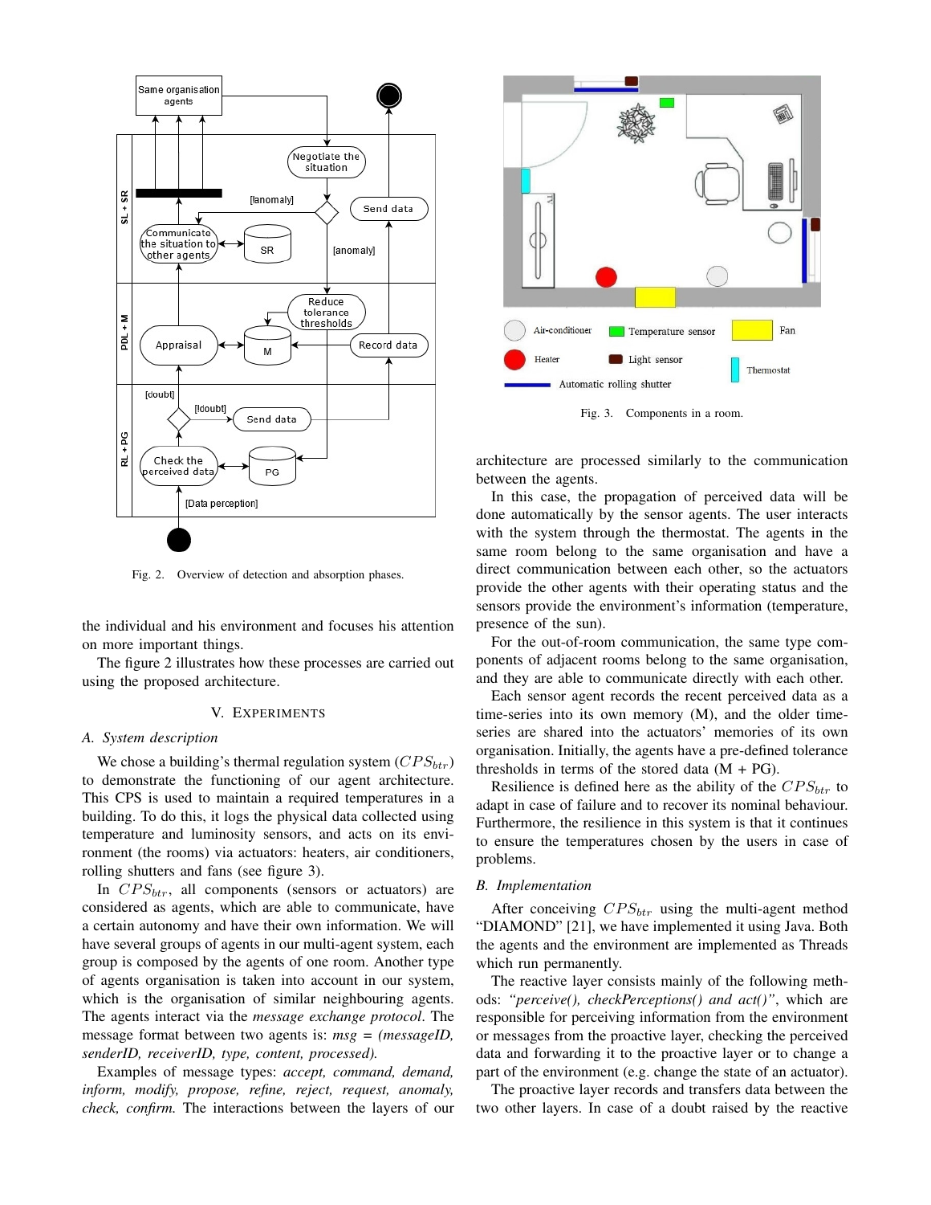Fig. 2. Overview of detection and absorption phases.

the individual and his environment and focuses his attention on more important things.

The figure 2 illustrates how these processes are carried out using the proposed architecture.

## V. Experiments

### A. System description

We chose a building's thermal regulation system ($CPS_{btr}$) to demonstrate the functioning of our agent architecture. This CPS is used to maintain a required temperatures in a building. To do this, it logs the physical data collected using temperature and luminosity sensors, and acts on its environment (the rooms) via actuators: heaters, air conditioners, rolling shutters and fans (see figure 3).

In $CPS_{btr}$, all components (sensors or actuators) are considered as agents, which are able to communicate, have a certain autonomy and have their own information. We will have several groups of agents in our multi-agent system, each group is composed by the agents of one room. Another type of agents organisation is taken into account in our system, which is the organisation of similar neighbouring agents. The agents interact via the *message exchange protocol*. The message format between two agents is: *msg = (messageID, senderID, receiverID, type, content, processed).*

Examples of message types: *accept, command, demand, inform, modify, propose, refine, reject, request, anomaly, check, confirm.* The interactions between the layers of our architecture are processed similarly to the communication between the agents.

Fig. 3. Components in a room.

In this case, the propagation of perceived data will be done automatically by the sensor agents. The user interacts with the system through the thermostat. The agents in the same room belong to the same organisation and have a direct communication between each other, so the actuators provide the other agents with their operating status and the sensors provide the environment's information (temperature, presence of the sun).

For the out-of-room communication, the same type components of adjacent rooms belong to the same organisation, and they are able to communicate directly with each other.

Each sensor agent records the recent perceived data as a time-series into its own memory (M), and the older time-series are shared into the actuators' memories of its own organisation. Initially, the agents have a pre-defined tolerance thresholds in terms of the stored data (M + PG).

Resilience is defined here as the ability of the $CPS_{btr}$ to adapt in case of failure and to recover its nominal behaviour. Furthermore, the resilience in this system is that it continues to ensure the temperatures chosen by the users in case of problems.

### B. Implementation

After conceiving $CPS_{btr}$ using the multi-agent method "DIAMOND" [21], we have implemented it using Java. Both the agents and the environment are implemented as Threads which run permanently.

The reactive layer consists mainly of the following methods: *"perceive(), checkPerceptions() and act()"*, which are responsible for perceiving information from the environment or messages from the proactive layer, checking the perceived data and forwarding it to the proactive layer or to change a part of the environment (e.g. change the state of an actuator).

The proactive layer records and transfers data between the two other layers. In case of a doubt raised by the reactive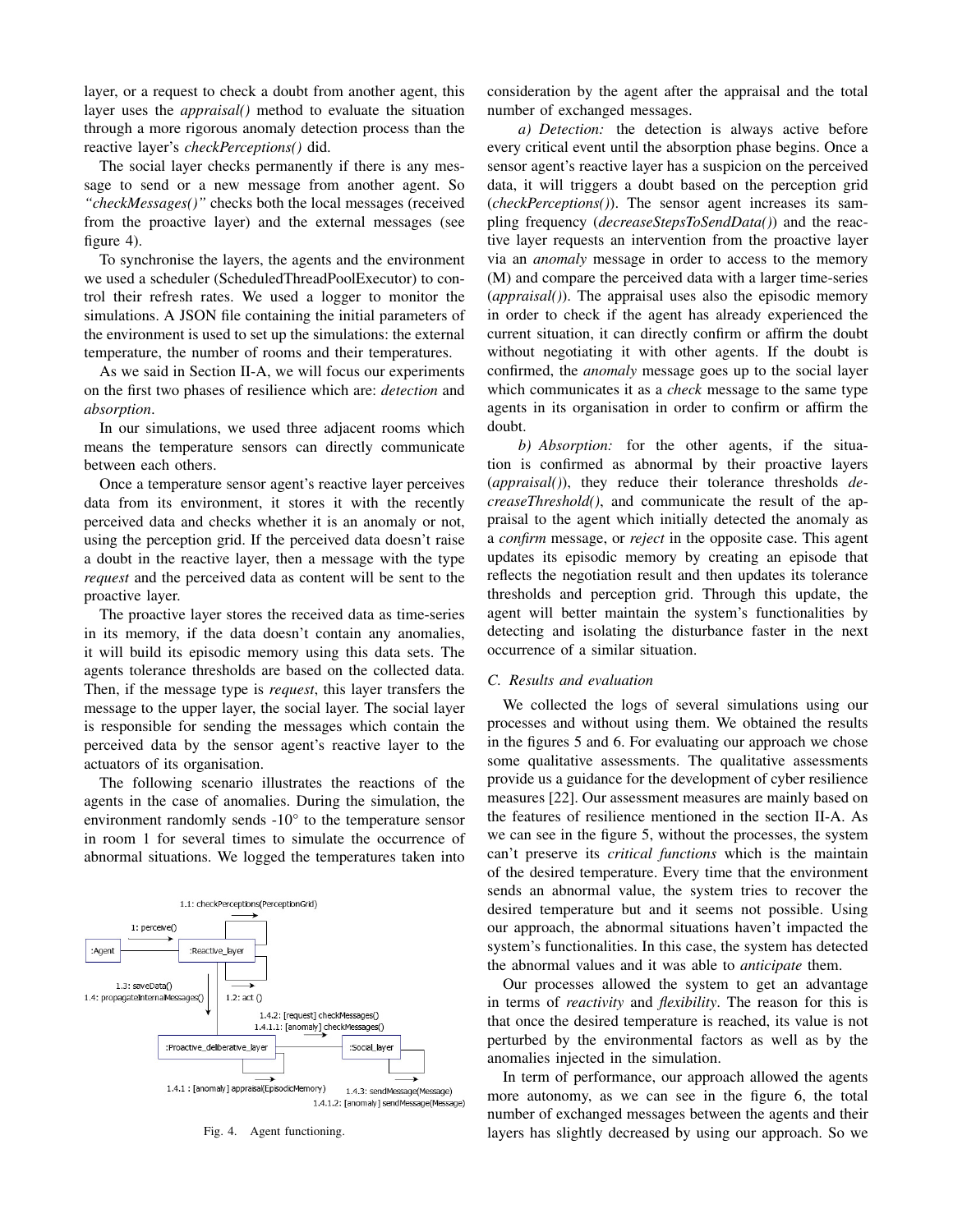layer, or a request to check a doubt from another agent, this layer uses the *appraisal()* method to evaluate the situation through a more rigorous anomaly detection process than the reactive layer's *checkPerceptions()* did.

The social layer checks permanently if there is any message to send or a new message from another agent. So *"checkMessages()"* checks both the local messages (received from the proactive layer) and the external messages (see figure 4).

To synchronise the layers, the agents and the environment we used a scheduler (ScheduledThreadPoolExecutor) to control their refresh rates. We used a logger to monitor the simulations. A JSON file containing the initial parameters of the environment is used to set up the simulations: the external temperature, the number of rooms and their temperatures.

As we said in Section II-A, we will focus our experiments on the first two phases of resilience which are: *detection* and *absorption*.

In our simulations, we used three adjacent rooms which means the temperature sensors can directly communicate between each others.

Once a temperature sensor agent's reactive layer perceives data from its environment, it stores it with the recently perceived data and checks whether it is an anomaly or not, using the perception grid. If the perceived data doesn't raise a doubt in the reactive layer, then a message with the type *request* and the perceived data as content will be sent to the proactive layer.

The proactive layer stores the received data as time-series in its memory, if the data doesn't contain any anomalies, it will build its episodic memory using this data sets. The agents tolerance thresholds are based on the collected data. Then, if the message type is *request*, this layer transfers the message to the upper layer, the social layer. The social layer is responsible for sending the messages which contain the perceived data by the sensor agent's reactive layer to the actuators of its organisation.

The following scenario illustrates the reactions of the agents in the case of anomalies. During the simulation, the environment randomly sends -10° to the temperature sensor in room 1 for several times to simulate the occurrence of abnormal situations. We logged the temperatures taken into consideration by the agent after the appraisal and the total number of exchanged messages.

Fig. 4. Agent functioning.

*a) Detection:* the detection is always active before every critical event until the absorption phase begins. Once a sensor agent's reactive layer has a suspicion on the perceived data, it will triggers a doubt based on the perception grid (*checkPerceptions()*). The sensor agent increases its sampling frequency (*decreaseStepsToSendData()*) and the reactive layer requests an intervention from the proactive layer via an *anomaly* message in order to access to the memory (M) and compare the perceived data with a larger time-series (*appraisal()*). The appraisal uses also the episodic memory in order to check if the agent has already experienced the current situation, it can directly confirm or affirm the doubt without negotiating it with other agents. If the doubt is confirmed, the *anomaly* message goes up to the social layer which communicates it as a *check* message to the same type agents in its organisation in order to confirm or affirm the doubt.

*b) Absorption:* for the other agents, if the situation is confirmed as abnormal by their proactive layers (*appraisal()*), they reduce their tolerance thresholds *decreaseThreshold()*, and communicate the result of the appraisal to the agent which initially detected the anomaly as a *confirm* message, or *reject* in the opposite case. This agent updates its episodic memory by creating an episode that reflects the negotiation result and then updates its tolerance thresholds and perception grid. Through this update, the agent will better maintain the system's functionalities by detecting and isolating the disturbance faster in the next occurrence of a similar situation.

### C. Results and evaluation

We collected the logs of several simulations using our processes and without using them. We obtained the results in the figures 5 and 6. For evaluating our approach we chose some qualitative assessments. The qualitative assessments provide us a guidance for the development of cyber resilience measures [22]. Our assessment measures are mainly based on the features of resilience mentioned in the section II-A. As we can see in the figure 5, without the processes, the system can't preserve its *critical functions* which is the maintain of the desired temperature. Every time that the environment sends an abnormal value, the system tries to recover the desired temperature but and it seems not possible. Using our approach, the abnormal situations haven't impacted the system's functionalities. In this case, the system has detected the abnormal values and it was able to *anticipate* them.

Our processes allowed the system to get an advantage in terms of *reactivity* and *flexibility*. The reason for this is that once the desired temperature is reached, its value is not perturbed by the environmental factors as well as by the anomalies injected in the simulation.

In term of performance, our approach allowed the agents more autonomy, as we can see in the figure 6, the total number of exchanged messages between the agents and their layers has slightly decreased by using our approach. So we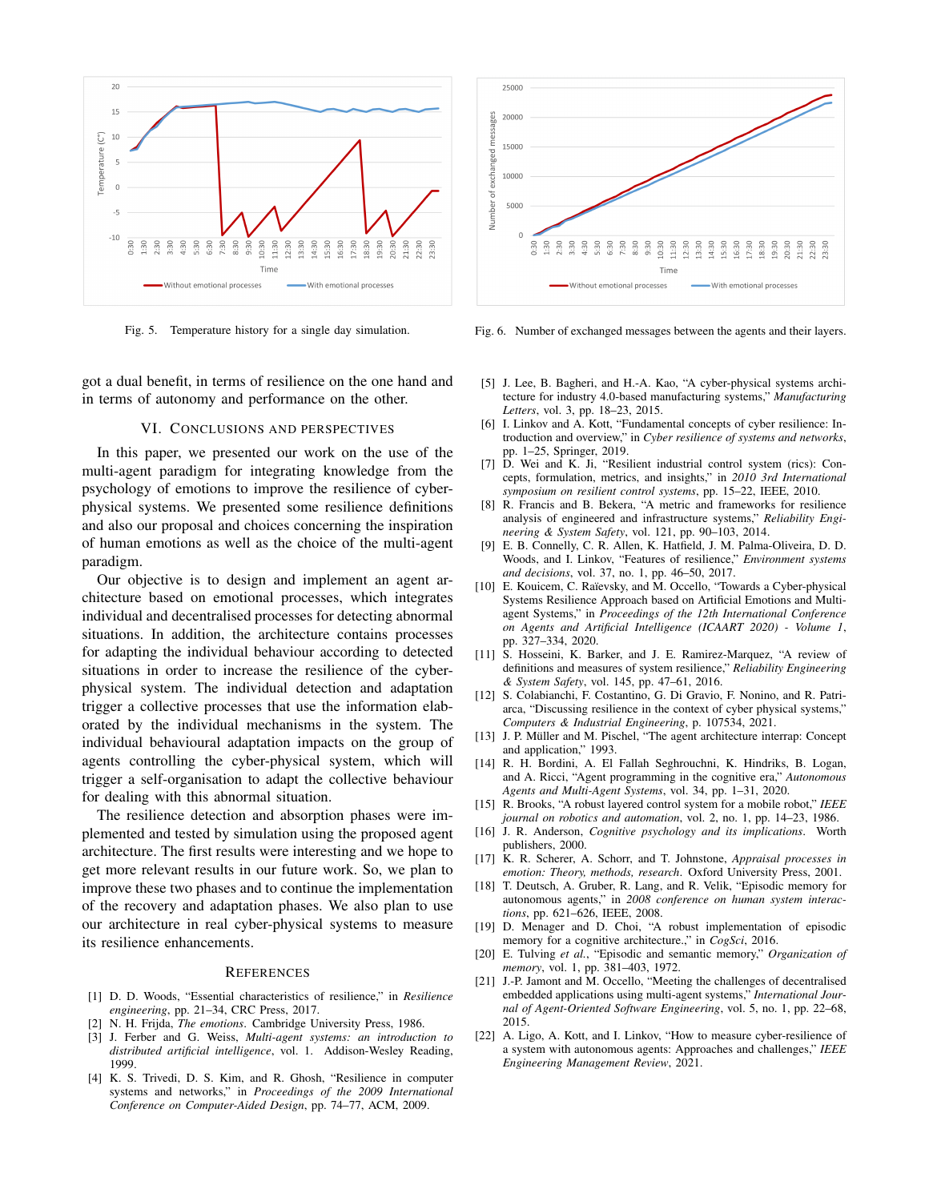20

15

10

5

0

-5

-10

Temperature (C°)

0:30 1:30 2:30 3:30 4:30 5:30 6:30 7:30 8:30 9:30 10:30 11:30 12:30 13:30 14:30 15:30 16:30 17:30 18:30 19:30 20:30 21:30 22:30 23:30

Time

Without emotional processes — With emotional processes

Fig. 5. Temperature history for a single day simulation.

25000

20000

15000

10000

5000

0

Number of exchanged messages

0:30 1:30 2:30 3:30 4:30 5:30 6:30 7:30 8:30 9:30 10:30 11:30 12:30 13:30 14:30 15:30 16:30 17:30 18:30 19:30 20:30 21:30 22:30 23:30

Time

Without emotional processes — With emotional processes

Fig. 6. Number of exchanged messages between the agents and their layers.

got a dual benefit, in terms of resilience on the one hand and in terms of autonomy and performance on the other.

## VI. Conclusions and Perspectives

In this paper, we presented our work on the use of the multi-agent paradigm for integrating knowledge from the psychology of emotions to improve the resilience of cyber-physical systems. We presented some resilience definitions and also our proposal and choices concerning the inspiration of human emotions as well as the choice of the multi-agent paradigm.

Our objective is to design and implement an agent architecture based on emotional processes, which integrates individual and decentralised processes for detecting abnormal situations. In addition, the architecture contains processes for adapting the individual behaviour according to detected situations in order to increase the resilience of the cyber-physical system. The individual detection and adaptation trigger a collective processes that use the information elaborated by the individual mechanisms in the system. The individual behavioural adaptation impacts on the group of agents controlling the cyber-physical system, which will trigger a self-organisation to adapt the collective behaviour for dealing with this abnormal situation.

The resilience detection and absorption phases were implemented and tested by simulation using the proposed agent architecture. The first results were interesting and we hope to get more relevant results in our future work. So, we plan to improve these two phases and to continue the implementation of the recovery and adaptation phases. We also plan to use our architecture in real cyber-physical systems to measure its resilience enhancements.

## References

[1] D. D. Woods, "Essential characteristics of resilience," in *Resilience engineering*, pp. 21–34, CRC Press, 2017.

[2] N. H. Frijda, *The emotions*. Cambridge University Press, 1986.

[3] J. Ferber and G. Weiss, *Multi-agent systems: an introduction to distributed artificial intelligence*, vol. 1. Addison-Wesley Reading, 1999.

[4] K. S. Trivedi, D. S. Kim, and R. Ghosh, "Resilience in computer systems and networks," in *Proceedings of the 2009 International Conference on Computer-Aided Design*, pp. 74–77, ACM, 2009.

[5] J. Lee, B. Bagheri, and H.-A. Kao, "A cyber-physical systems architecture for industry 4.0-based manufacturing systems," *Manufacturing Letters*, vol. 3, pp. 18–23, 2015.

[6] I. Linkov and A. Kott, "Fundamental concepts of cyber resilience: Introduction and overview," in *Cyber resilience of systems and networks*, pp. 1–25, Springer, 2019.

[7] D. Wei and K. Ji, "Resilient industrial control system (rics): Concepts, formulation, metrics, and insights," in *2010 3rd International symposium on resilient control systems*, pp. 15–22, IEEE, 2010.

[8] R. Francis and B. Bekera, "A metric and frameworks for resilience analysis of engineered and infrastructure systems," *Reliability Engineering & System Safety*, vol. 121, pp. 90–103, 2014.

[9] E. B. Connelly, C. R. Allen, K. Hatfield, J. M. Palma-Oliveira, D. D. Woods, and I. Linkov, "Features of resilience," *Environment systems and decisions*, vol. 37, no. 1, pp. 46–50, 2017.

[10] E. Kouicem, C. Raïevsky, and M. Occello, "Towards a Cyber-physical Systems Resilience Approach based on Artificial Emotions and Multi-agent Systems," in *Proceedings of the 12th International Conference on Agents and Artificial Intelligence (ICAART 2020) - Volume 1*, pp. 327–334, 2020.

[11] S. Hosseini, K. Barker, and J. E. Ramirez-Marquez, "A review of definitions and measures of system resilience," *Reliability Engineering & System Safety*, vol. 145, pp. 47–61, 2016.

[12] S. Colabianchi, F. Costantino, G. Di Gravio, F. Nonino, and R. Patriarca, "Discussing resilience in the context of cyber physical systems," *Computers & Industrial Engineering*, p. 107534, 2021.

[13] J. P. Müller and M. Pischel, "The agent architecture interrap: Concept and application," 1993.

[14] R. H. Bordini, A. El Fallah Seghrouchni, K. Hindriks, B. Logan, and A. Ricci, "Agent programming in the cognitive era," *Autonomous Agents and Multi-Agent Systems*, vol. 34, pp. 1–31, 2020.

[15] R. Brooks, "A robust layered control system for a mobile robot," *IEEE journal on robotics and automation*, vol. 2, no. 1, pp. 14–23, 1986.

[16] J. R. Anderson, *Cognitive psychology and its implications*. Worth publishers, 2000.

[17] K. R. Scherer, A. Schorr, and T. Johnstone, *Appraisal processes in emotion: Theory, methods, research*. Oxford University Press, 2001.

[18] T. Deutsch, A. Gruber, R. Lang, and R. Velik, "Episodic memory for autonomous agents," in *2008 conference on human system interactions*, pp. 621–626, IEEE, 2008.

[19] D. Menager and D. Choi, "A robust implementation of episodic memory for a cognitive architecture.," in *CogSci*, 2016.

[20] E. Tulving *et al.*, "Episodic and semantic memory," *Organization of memory*, vol. 1, pp. 381–403, 1972.

[21] J.-P. Jamont and M. Occello, "Meeting the challenges of decentralised embedded applications using multi-agent systems," *International Journal of Agent-Oriented Software Engineering*, vol. 5, no. 1, pp. 22–68, 2015.

[22] A. Ligo, A. Kott, and I. Linkov, "How to measure cyber-resilience of a system with autonomous agents: Approaches and challenges," *IEEE Engineering Management Review*, 2021.